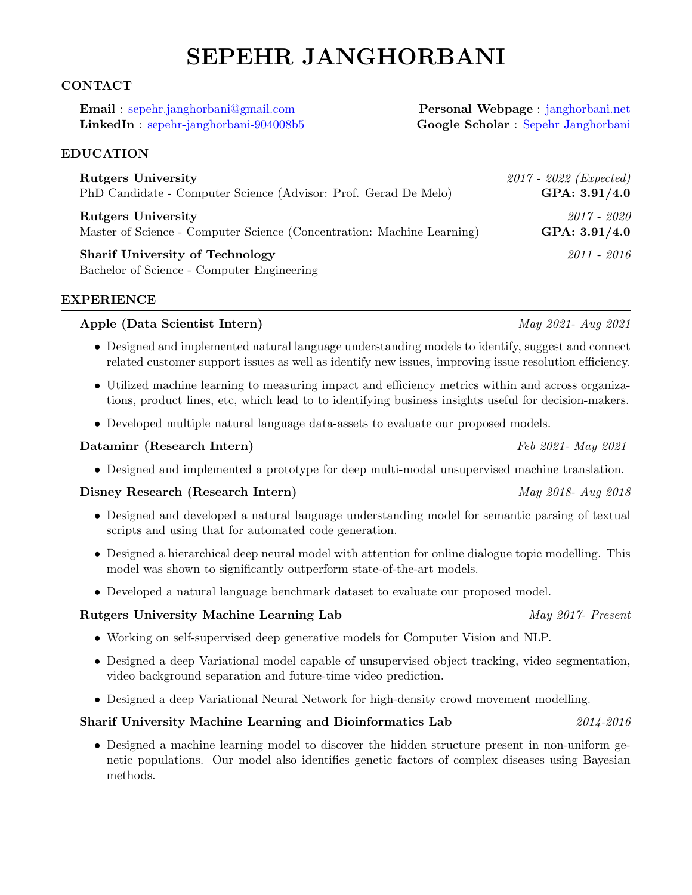# SEPEHR JANGHORBANI

## CONTACT

**Email** : sepehr.janghorbani@gmail.com
**LinkedIn** : sepehr-janghorbani-904008b5
**Personal Webpage** : janghorbani.net
**Google Scholar** : Sepehr Janghorbani

## EDUCATION

**Rutgers University** — *2017 - 2022 (Expected)*
PhD Candidate - Computer Science (Advisor: Prof. Gerad De Melo) — **GPA: 3.91/4.0**

**Rutgers University** — *2017 - 2020*
Master of Science - Computer Science (Concentration: Machine Learning) — **GPA: 3.91/4.0**

**Sharif University of Technology** — *2011 - 2016*
Bachelor of Science - Computer Engineering

## EXPERIENCE

**Apple (Data Scientist Intern)** — *May 2021- Aug 2021*

- Designed and implemented natural language understanding models to identify, suggest and connect related customer support issues as well as identify new issues, improving issue resolution efficiency.
- Utilized machine learning to measuring impact and efficiency metrics within and across organizations, product lines, etc, which lead to to identifying business insights useful for decision-makers.
- Developed multiple natural language data-assets to evaluate our proposed models.

**Dataminr (Research Intern)** — *Feb 2021- May 2021*

- Designed and implemented a prototype for deep multi-modal unsupervised machine translation.

**Disney Research (Research Intern)** — *May 2018- Aug 2018*

- Designed and developed a natural language understanding model for semantic parsing of textual scripts and using that for automated code generation.
- Designed a hierarchical deep neural model with attention for online dialogue topic modelling. This model was shown to significantly outperform state-of-the-art models.
- Developed a natural language benchmark dataset to evaluate our proposed model.

**Rutgers University Machine Learning Lab** — *May 2017- Present*

- Working on self-supervised deep generative models for Computer Vision and NLP.
- Designed a deep Variational model capable of unsupervised object tracking, video segmentation, video background separation and future-time video prediction.
- Designed a deep Variational Neural Network for high-density crowd movement modelling.

**Sharif University Machine Learning and Bioinformatics Lab** — *2014-2016*

- Designed a machine learning model to discover the hidden structure present in non-uniform genetic populations. Our model also identifies genetic factors of complex diseases using Bayesian methods.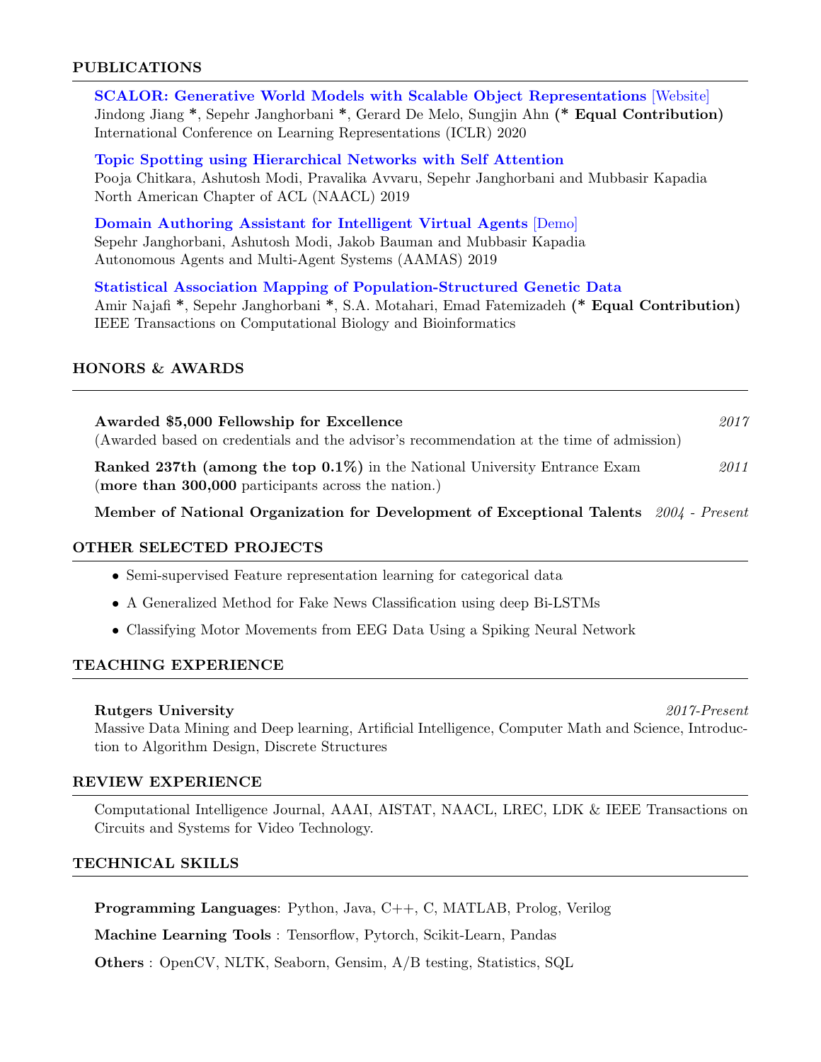## PUBLICATIONS

**SCALOR: Generative World Models with Scalable Object Representations** [Website]
Jindong Jiang *, Sepehr Janghorbani *, Gerard De Melo, Sungjin Ahn **(* Equal Contribution)**
International Conference on Learning Representations (ICLR) 2020

**Topic Spotting using Hierarchical Networks with Self Attention**
Pooja Chitkara, Ashutosh Modi, Pravalika Avvaru, Sepehr Janghorbani and Mubbasir Kapadia
North American Chapter of ACL (NAACL) 2019

**Domain Authoring Assistant for Intelligent Virtual Agents** [Demo]
Sepehr Janghorbani, Ashutosh Modi, Jakob Bauman and Mubbasir Kapadia
Autonomous Agents and Multi-Agent Systems (AAMAS) 2019

**Statistical Association Mapping of Population-Structured Genetic Data**
Amir Najafi *, Sepehr Janghorbani *, S.A. Motahari, Emad Fatemizadeh **(* Equal Contribution)**
IEEE Transactions on Computational Biology and Bioinformatics

## HONORS & AWARDS

**Awarded $5,000 Fellowship for Excellence** *2017*
(Awarded based on credentials and the advisor's recommendation at the time of admission)

**Ranked 237th (among the top 0.1%)** in the National University Entrance Exam *2011*
(**more than 300,000** participants across the nation.)

**Member of National Organization for Development of Exceptional Talents** *2004 - Present*

## OTHER SELECTED PROJECTS

- Semi-supervised Feature representation learning for categorical data
- A Generalized Method for Fake News Classification using deep Bi-LSTMs
- Classifying Motor Movements from EEG Data Using a Spiking Neural Network

## TEACHING EXPERIENCE

**Rutgers University** *2017-Present*
Massive Data Mining and Deep learning, Artificial Intelligence, Computer Math and Science, Introduction to Algorithm Design, Discrete Structures

## REVIEW EXPERIENCE

Computational Intelligence Journal, AAAI, AISTAT, NAACL, LREC, LDK & IEEE Transactions on Circuits and Systems for Video Technology.

## TECHNICAL SKILLS

**Programming Languages**: Python, Java, C++, C, MATLAB, Prolog, Verilog

**Machine Learning Tools** : Tensorflow, Pytorch, Scikit-Learn, Pandas

**Others** : OpenCV, NLTK, Seaborn, Gensim, A/B testing, Statistics, SQL